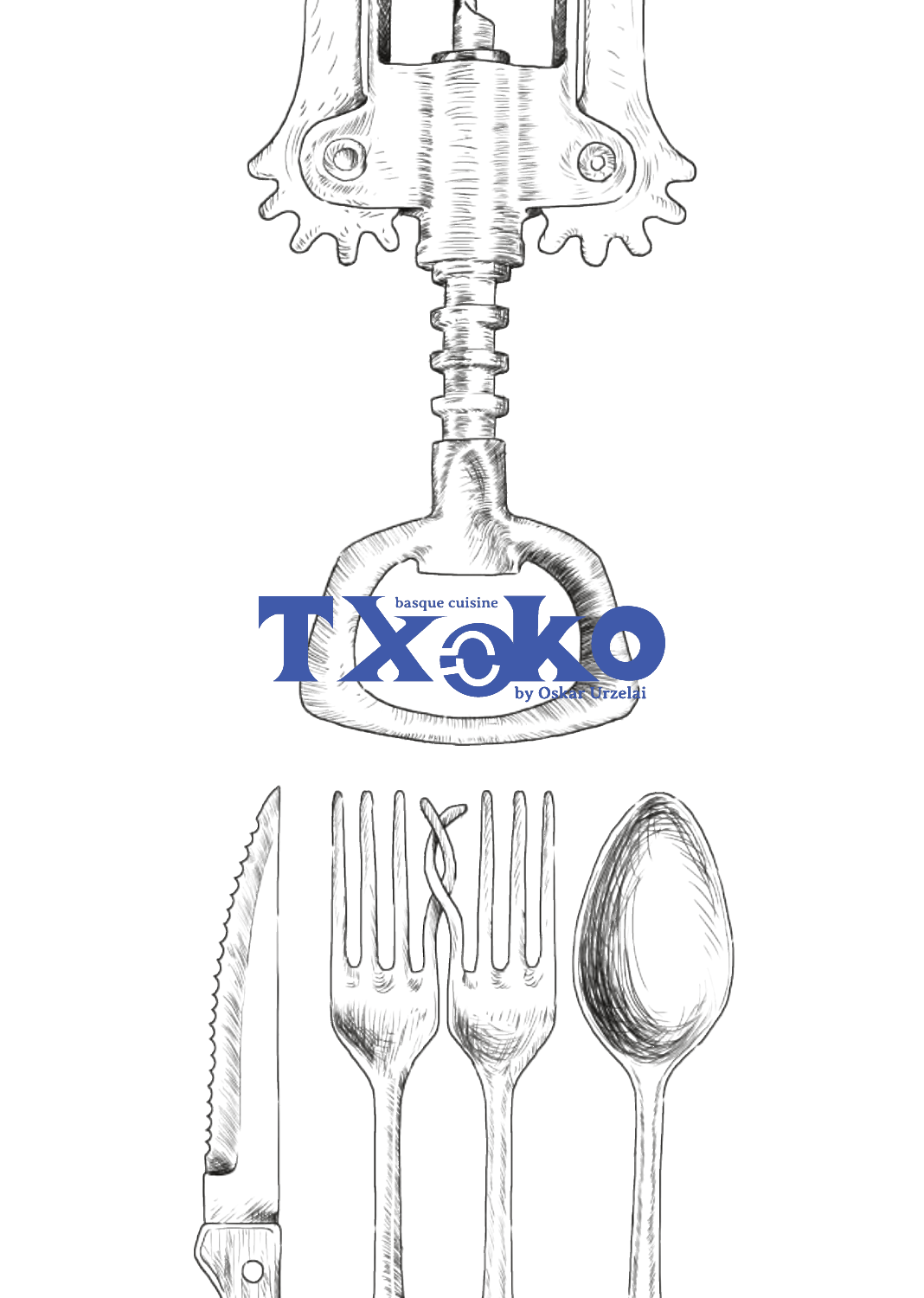# TXOKO

basque cuisine

by Oskar Urzelai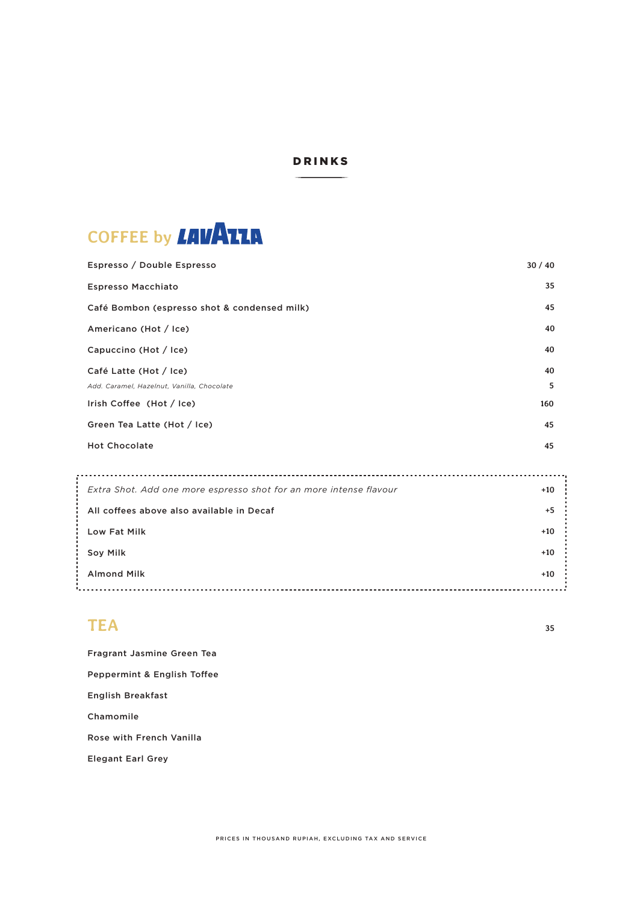# DRINKS

## COFFEE by LAVAZZA

| Item | Price |
|---|---|
| Espresso / Double Espresso | 30 / 40 |
| Espresso Macchiato | 35 |
| Café Bombon (espresso shot & condensed milk) | 45 |
| Americano (Hot / Ice) | 40 |
| Capuccino (Hot / Ice) | 40 |
| Café Latte (Hot / Ice) | 40 |
| *Add. Caramel, Hazelnut, Vanilla, Chocolate* | 5 |
| Irish Coffee (Hot / Ice) | 160 |
| Green Tea Latte (Hot / Ice) | 45 |
| Hot Chocolate | 45 |

| Item | Price |
|---|---|
| *Extra Shot. Add one more espresso shot for an more intense flavour* | +10 |
| All coffees above also available in Decaf | +5 |
| Low Fat Milk | +10 |
| Soy Milk | +10 |
| Almond Milk | +10 |

## TEA

35

- Fragrant Jasmine Green Tea
- Peppermint & English Toffee
- English Breakfast
- Chamomile
- Rose with French Vanilla
- Elegant Earl Grey

PRICES IN THOUSAND RUPIAH, EXCLUDING TAX AND SERVICE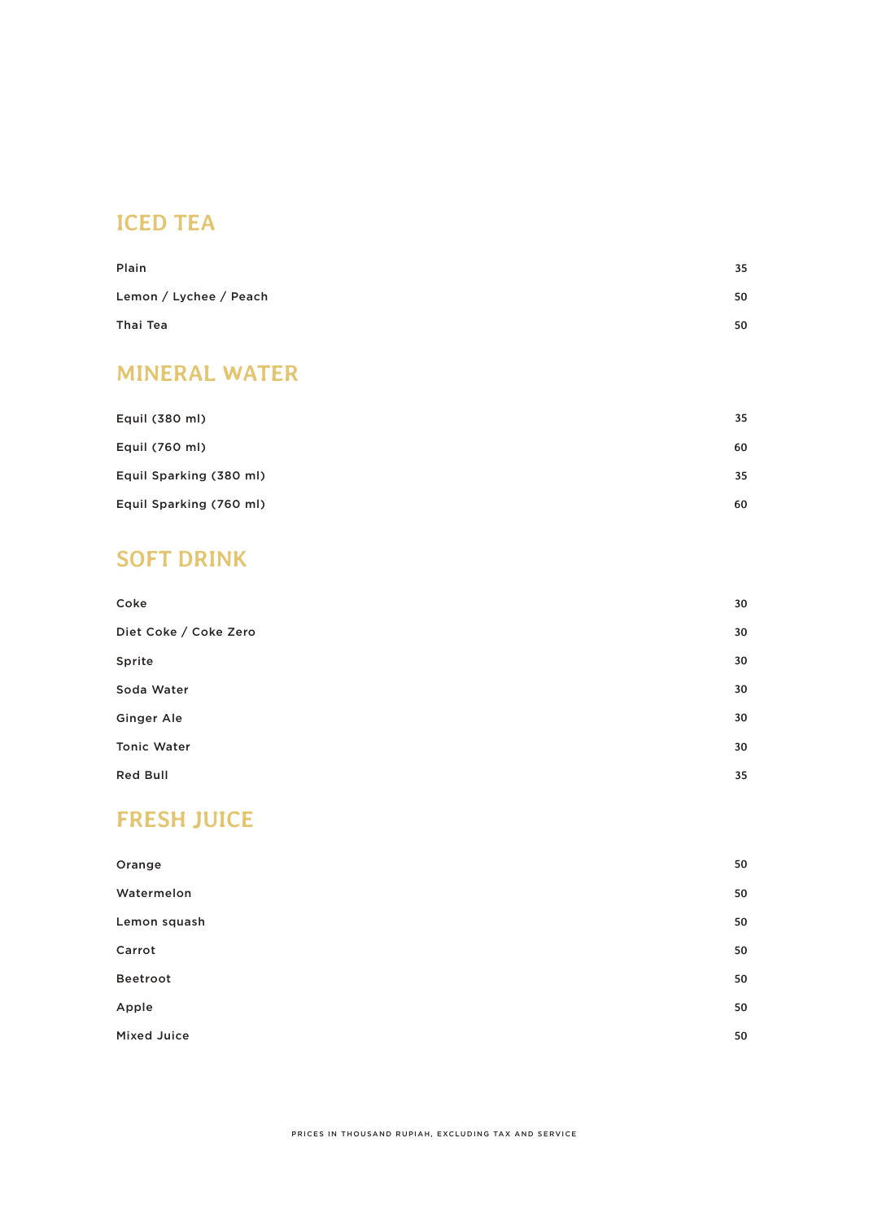## ICED TEA

| Item | Price |
|---|---|
| Plain | 35 |
| Lemon / Lychee / Peach | 50 |
| Thai Tea | 50 |

## MINERAL WATER

| Item | Price |
|---|---|
| Equil (380 ml) | 35 |
| Equil (760 ml) | 60 |
| Equil Sparking (380 ml) | 35 |
| Equil Sparking (760 ml) | 60 |

## SOFT DRINK

| Item | Price |
|---|---|
| Coke | 30 |
| Diet Coke / Coke Zero | 30 |
| Sprite | 30 |
| Soda Water | 30 |
| Ginger Ale | 30 |
| Tonic Water | 30 |
| Red Bull | 35 |

## FRESH JUICE

| Item | Price |
|---|---|
| Orange | 50 |
| Watermelon | 50 |
| Lemon squash | 50 |
| Carrot | 50 |
| Beetroot | 50 |
| Apple | 50 |
| Mixed Juice | 50 |

PRICES IN THOUSAND RUPIAH, EXCLUDING TAX AND SERVICE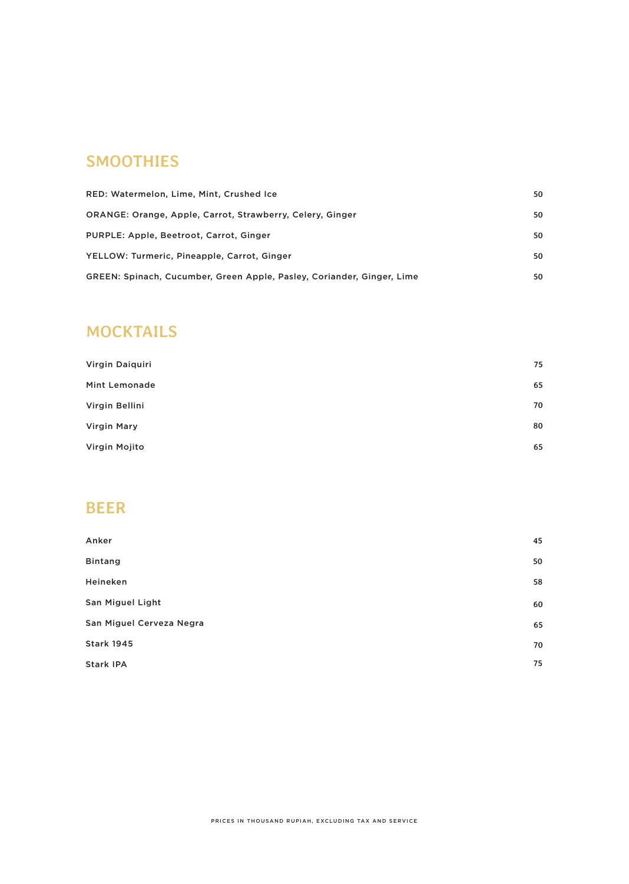## SMOOTHIES

| | |
|---|---|
| RED: Watermelon, Lime, Mint, Crushed Ice | 50 |
| ORANGE: Orange, Apple, Carrot, Strawberry, Celery, Ginger | 50 |
| PURPLE: Apple, Beetroot, Carrot, Ginger | 50 |
| YELLOW: Turmeric, Pineapple, Carrot, Ginger | 50 |
| GREEN: Spinach, Cucumber, Green Apple, Pasley, Coriander, Ginger, Lime | 50 |

## MOCKTAILS

| | |
|---|---|
| Virgin Daiquiri | 75 |
| Mint Lemonade | 65 |
| Virgin Bellini | 70 |
| Virgin Mary | 80 |
| Virgin Mojito | 65 |

## BEER

| | |
|---|---|
| Anker | 45 |
| Bintang | 50 |
| Heineken | 58 |
| San Miguel Light | 60 |
| San Miguel Cerveza Negra | 65 |
| Stark 1945 | 70 |
| Stark IPA | 75 |

PRICES IN THOUSAND RUPIAH, EXCLUDING TAX AND SERVICE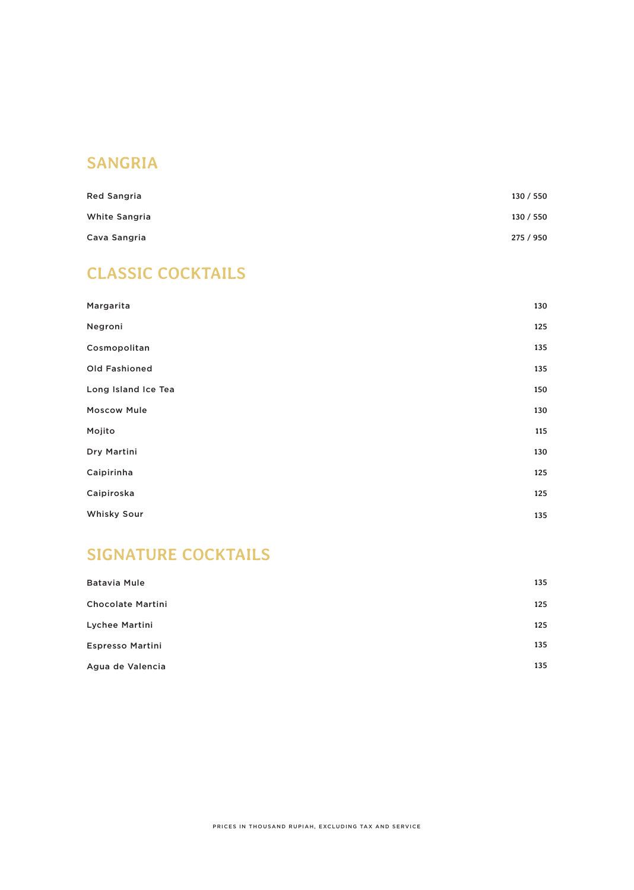## SANGRIA

| | |
|---|---|
| Red Sangria | 130 / 550 |
| White Sangria | 130 / 550 |
| Cava Sangria | 275 / 950 |

## CLASSIC COCKTAILS

| | |
|---|---|
| Margarita | 130 |
| Negroni | 125 |
| Cosmopolitan | 135 |
| Old Fashioned | 135 |
| Long Island Ice Tea | 150 |
| Moscow Mule | 130 |
| Mojito | 115 |
| Dry Martini | 130 |
| Caipirinha | 125 |
| Caipiroska | 125 |
| Whisky Sour | 135 |

## SIGNATURE COCKTAILS

| | |
|---|---|
| Batavia Mule | 135 |
| Chocolate Martini | 125 |
| Lychee Martini | 125 |
| Espresso Martini | 135 |
| Agua de Valencia | 135 |

PRICES IN THOUSAND RUPIAH, EXCLUDING TAX AND SERVICE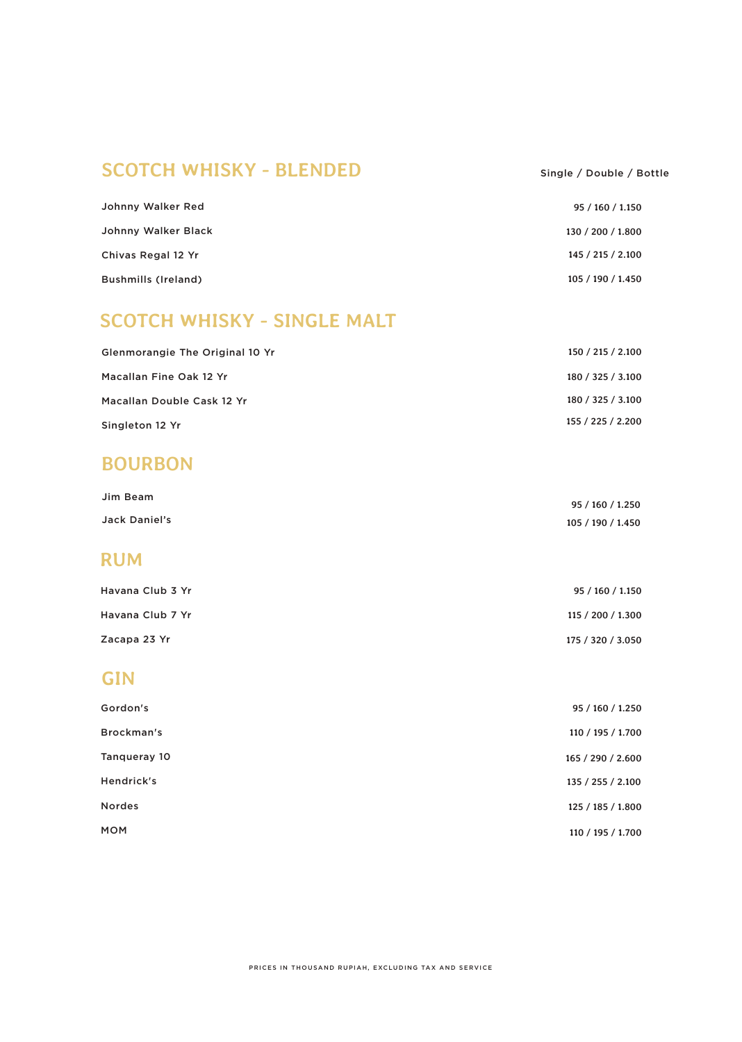## SCOTCH WHISKY - BLENDED

| | Single / Double / Bottle |
|---|---|
| Johnny Walker Red | 95 / 160 / 1.150 |
| Johnny Walker Black | 130 / 200 / 1.800 |
| Chivas Regal 12 Yr | 145 / 215 / 2.100 |
| Bushmills (Ireland) | 105 / 190 / 1.450 |

## SCOTCH WHISKY - SINGLE MALT

| | |
|---|---|
| Glenmorangie The Original 10 Yr | 150 / 215 / 2.100 |
| Macallan Fine Oak 12 Yr | 180 / 325 / 3.100 |
| Macallan Double Cask 12 Yr | 180 / 325 / 3.100 |
| Singleton 12 Yr | 155 / 225 / 2.200 |

## BOURBON

| | |
|---|---|
| Jim Beam | 95 / 160 / 1.250 |
| Jack Daniel's | 105 / 190 / 1.450 |

## RUM

| | |
|---|---|
| Havana Club 3 Yr | 95 / 160 / 1.150 |
| Havana Club 7 Yr | 115 / 200 / 1.300 |
| Zacapa 23 Yr | 175 / 320 / 3.050 |

## GIN

| | |
|---|---|
| Gordon's | 95 / 160 / 1.250 |
| Brockman's | 110 / 195 / 1.700 |
| Tanqueray 10 | 165 / 290 / 2.600 |
| Hendrick's | 135 / 255 / 2.100 |
| Nordes | 125 / 185 / 1.800 |
| MOM | 110 / 195 / 1.700 |

PRICES IN THOUSAND RUPIAH, EXCLUDING TAX AND SERVICE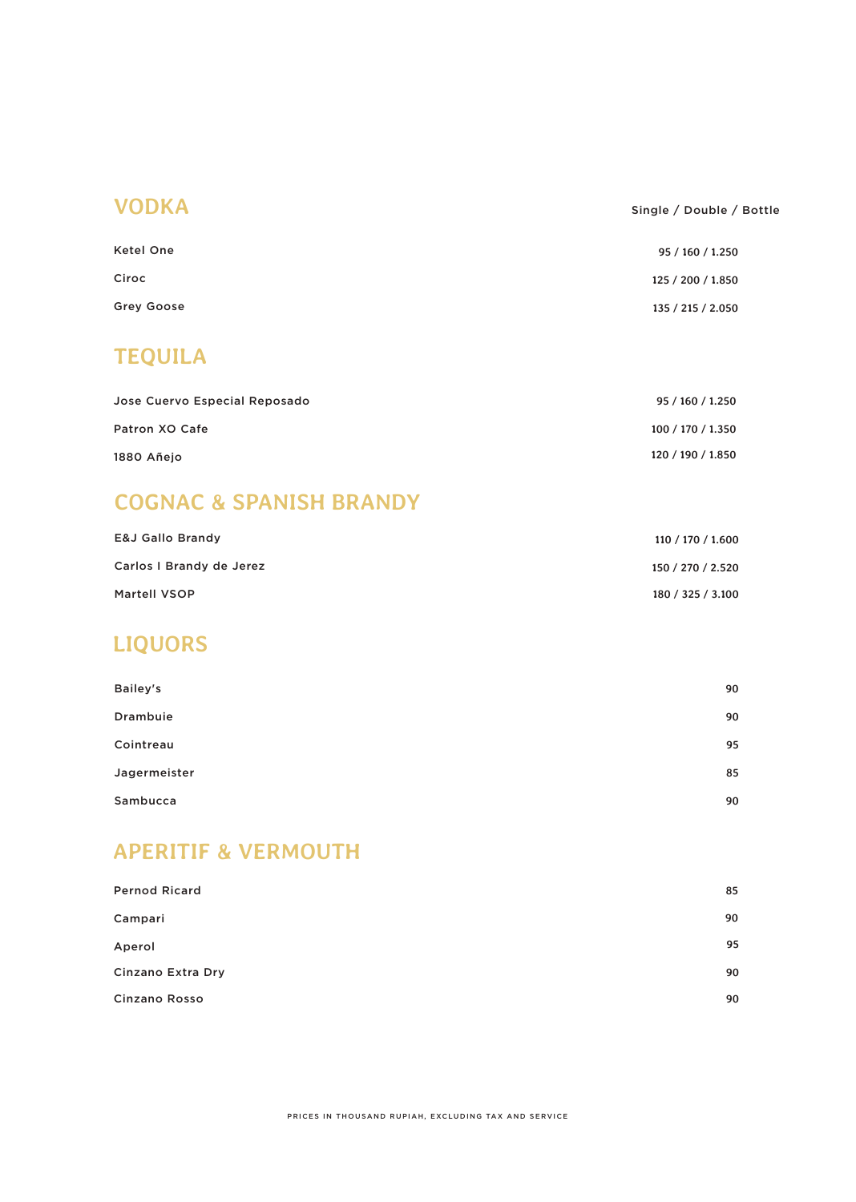## VODKA

| | Single / Double / Bottle |
|---|---|
| Ketel One | 95 / 160 / 1.250 |
| Ciroc | 125 / 200 / 1.850 |
| Grey Goose | 135 / 215 / 2.050 |

## TEQUILA

| | |
|---|---|
| Jose Cuervo Especial Reposado | 95 / 160 / 1.250 |
| Patron XO Cafe | 100 / 170 / 1.350 |
| 1880 Añejo | 120 / 190 / 1.850 |

## COGNAC & SPANISH BRANDY

| | |
|---|---|
| E&J Gallo Brandy | 110 / 170 / 1.600 |
| Carlos I Brandy de Jerez | 150 / 270 / 2.520 |
| Martell VSOP | 180 / 325 / 3.100 |

## LIQUORS

| | |
|---|---|
| Bailey's | 90 |
| Drambuie | 90 |
| Cointreau | 95 |
| Jagermeister | 85 |
| Sambucca | 90 |

## APERITIF & VERMOUTH

| | |
|---|---|
| Pernod Ricard | 85 |
| Campari | 90 |
| Aperol | 95 |
| Cinzano Extra Dry | 90 |
| Cinzano Rosso | 90 |

PRICES IN THOUSAND RUPIAH, EXCLUDING TAX AND SERVICE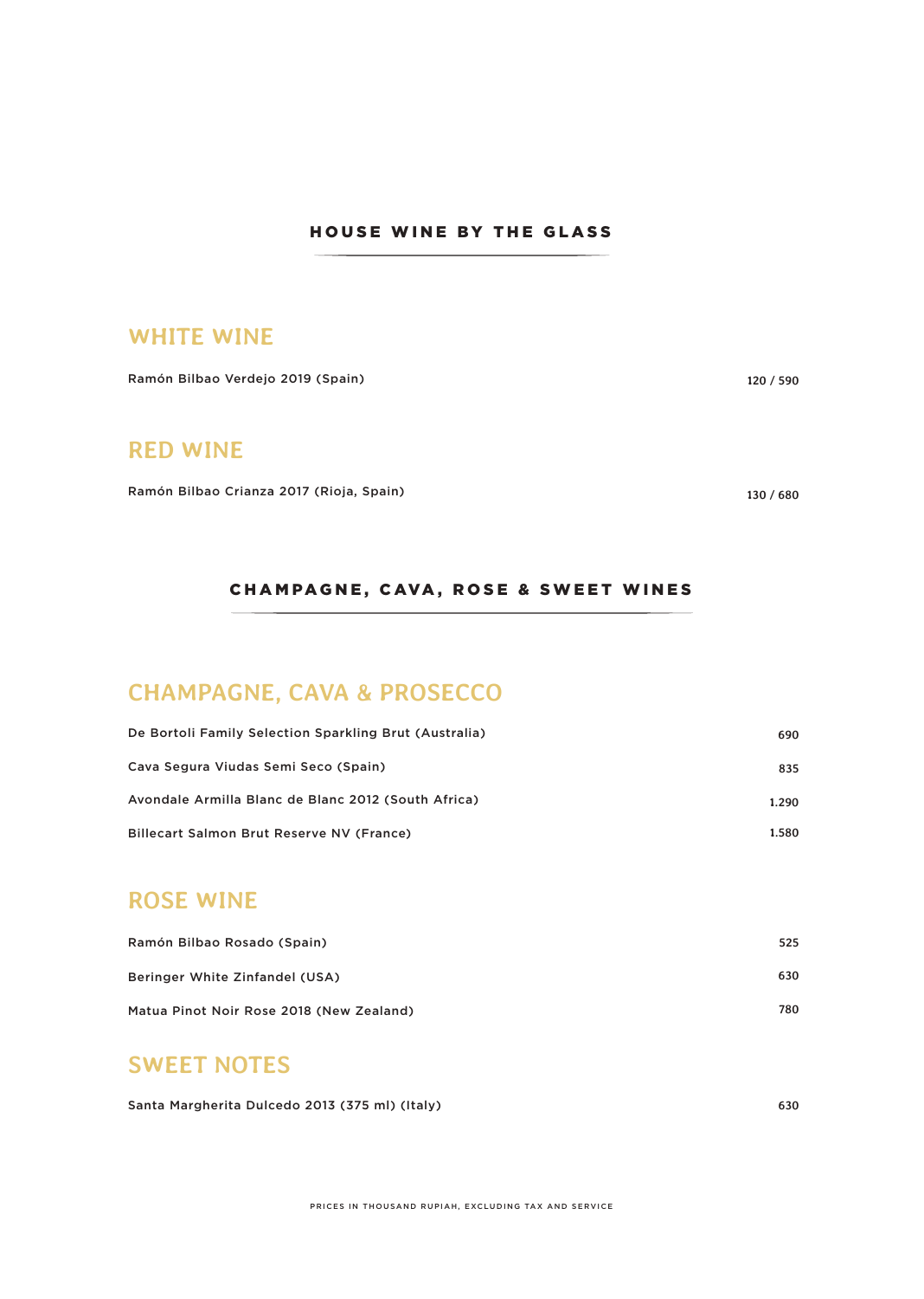## HOUSE WINE BY THE GLASS

### WHITE WINE

| | |
|---|---|
| Ramón Bilbao Verdejo 2019 (Spain) | 120 / 590 |

### RED WINE

| | |
|---|---|
| Ramón Bilbao Crianza 2017 (Rioja, Spain) | 130 / 680 |

## CHAMPAGNE, CAVA, ROSE & SWEET WINES

### CHAMPAGNE, CAVA & PROSECCO

| | |
|---|---|
| De Bortoli Family Selection Sparkling Brut (Australia) | 690 |
| Cava Segura Viudas Semi Seco (Spain) | 835 |
| Avondale Armilla Blanc de Blanc 2012 (South Africa) | 1.290 |
| Billecart Salmon Brut Reserve NV (France) | 1.580 |

### ROSE WINE

| | |
|---|---|
| Ramón Bilbao Rosado (Spain) | 525 |
| Beringer White Zinfandel (USA) | 630 |
| Matua Pinot Noir Rose 2018 (New Zealand) | 780 |

### SWEET NOTES

| | |
|---|---|
| Santa Margherita Dulcedo 2013 (375 ml) (Italy) | 630 |

PRICES IN THOUSAND RUPIAH, EXCLUDING TAX AND SERVICE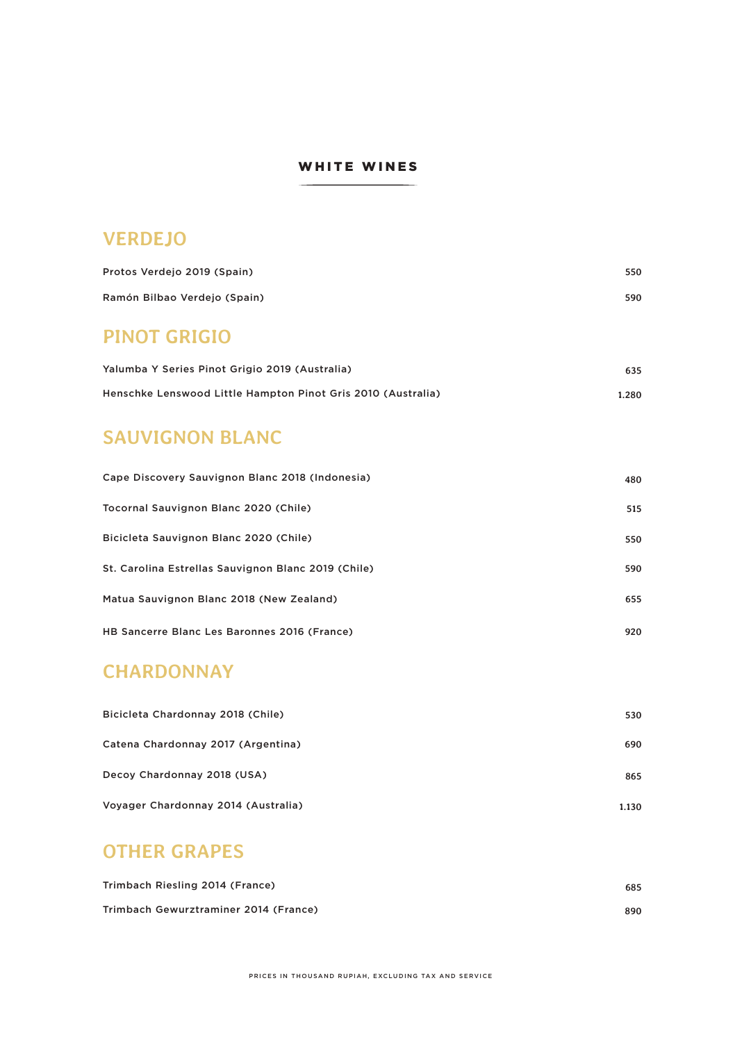# WHITE WINES

## VERDEJO

| Wine | Price |
| --- | --- |
| Protos Verdejo 2019 (Spain) | 550 |
| Ramón Bilbao Verdejo (Spain) | 590 |

## PINOT GRIGIO

| Wine | Price |
| --- | --- |
| Yalumba Y Series Pinot Grigio 2019 (Australia) | 635 |
| Henschke Lenswood Little Hampton Pinot Gris 2010 (Australia) | 1.280 |

## SAUVIGNON BLANC

| Wine | Price |
| --- | --- |
| Cape Discovery Sauvignon Blanc 2018 (Indonesia) | 480 |
| Tocornal Sauvignon Blanc 2020 (Chile) | 515 |
| Bicicleta Sauvignon Blanc 2020 (Chile) | 550 |
| St. Carolina Estrellas Sauvignon Blanc 2019 (Chile) | 590 |
| Matua Sauvignon Blanc 2018 (New Zealand) | 655 |
| HB Sancerre Blanc Les Baronnes 2016 (France) | 920 |

## CHARDONNAY

| Wine | Price |
| --- | --- |
| Bicicleta Chardonnay 2018 (Chile) | 530 |
| Catena Chardonnay 2017 (Argentina) | 690 |
| Decoy Chardonnay 2018 (USA) | 865 |
| Voyager Chardonnay 2014 (Australia) | 1.130 |

## OTHER GRAPES

| Wine | Price |
| --- | --- |
| Trimbach Riesling 2014 (France) | 685 |
| Trimbach Gewurztraminer 2014 (France) | 890 |

PRICES IN THOUSAND RUPIAH, EXCLUDING TAX AND SERVICE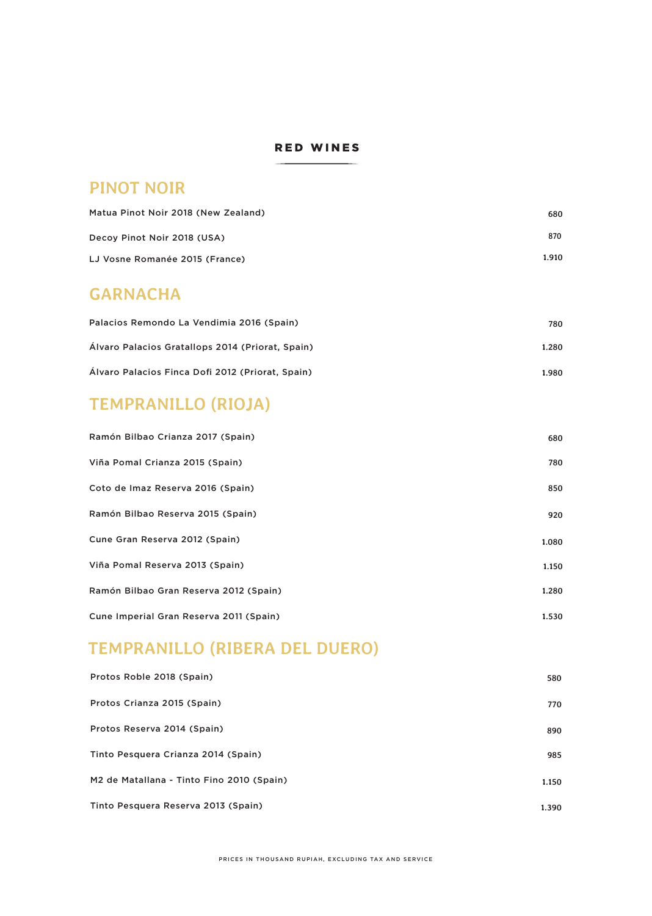# RED WINES

## PINOT NOIR

| Wine | Price |
|---|---|
| Matua Pinot Noir 2018 (New Zealand) | 680 |
| Decoy Pinot Noir 2018 (USA) | 870 |
| LJ Vosne Romanée 2015 (France) | 1.910 |

## GARNACHA

| Wine | Price |
|---|---|
| Palacios Remondo La Vendimia 2016 (Spain) | 780 |
| Álvaro Palacios Gratallops 2014 (Priorat, Spain) | 1.280 |
| Álvaro Palacios Finca Dofi 2012 (Priorat, Spain) | 1.980 |

## TEMPRANILLO (RIOJA)

| Wine | Price |
|---|---|
| Ramón Bilbao Crianza 2017 (Spain) | 680 |
| Viña Pomal Crianza 2015 (Spain) | 780 |
| Coto de Imaz Reserva 2016 (Spain) | 850 |
| Ramón Bilbao Reserva 2015 (Spain) | 920 |
| Cune Gran Reserva 2012 (Spain) | 1.080 |
| Viña Pomal Reserva 2013 (Spain) | 1.150 |
| Ramón Bilbao Gran Reserva 2012 (Spain) | 1.280 |
| Cune Imperial Gran Reserva 2011 (Spain) | 1.530 |

## TEMPRANILLO (RIBERA DEL DUERO)

| Wine | Price |
|---|---|
| Protos Roble 2018 (Spain) | 580 |
| Protos Crianza 2015 (Spain) | 770 |
| Protos Reserva 2014 (Spain) | 890 |
| Tinto Pesquera Crianza 2014 (Spain) | 985 |
| M2 de Matallana - Tinto Fino 2010 (Spain) | 1.150 |
| Tinto Pesquera Reserva 2013 (Spain) | 1.390 |

PRICES IN THOUSAND RUPIAH, EXCLUDING TAX AND SERVICE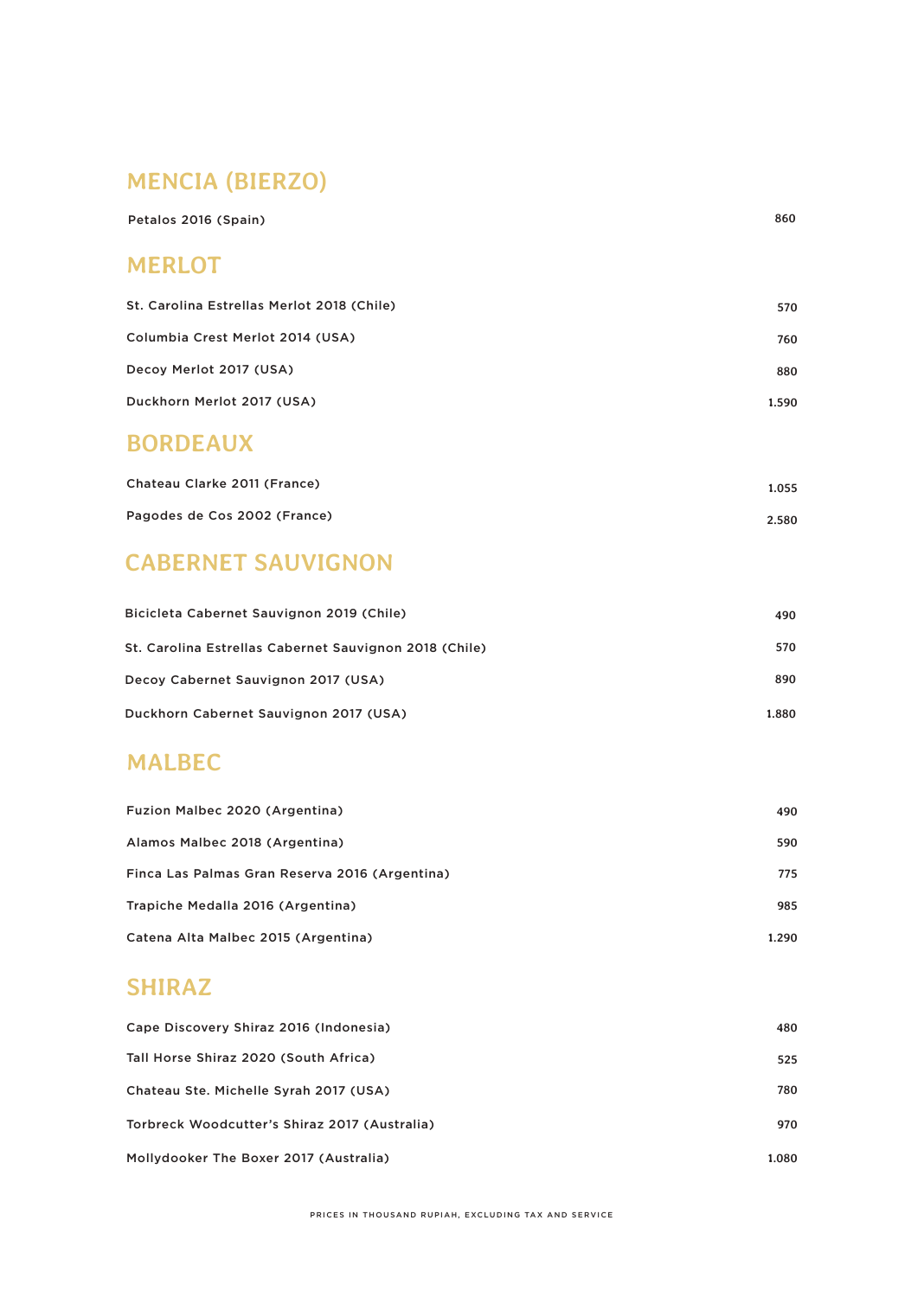## MENCIA (BIERZO)

| | |
|---|---|
| Petalos 2016 (Spain) | 860 |

## MERLOT

| | |
|---|---|
| St. Carolina Estrellas Merlot 2018 (Chile) | 570 |
| Columbia Crest Merlot 2014 (USA) | 760 |
| Decoy Merlot 2017 (USA) | 880 |
| Duckhorn Merlot 2017 (USA) | 1.590 |

## BORDEAUX

| | |
|---|---|
| Chateau Clarke 2011 (France) | 1.055 |
| Pagodes de Cos 2002 (France) | 2.580 |

## CABERNET SAUVIGNON

| | |
|---|---|
| Bicicleta Cabernet Sauvignon 2019 (Chile) | 490 |
| St. Carolina Estrellas Cabernet Sauvignon 2018 (Chile) | 570 |
| Decoy Cabernet Sauvignon 2017 (USA) | 890 |
| Duckhorn Cabernet Sauvignon 2017 (USA) | 1.880 |

## MALBEC

| | |
|---|---|
| Fuzion Malbec 2020 (Argentina) | 490 |
| Alamos Malbec 2018 (Argentina) | 590 |
| Finca Las Palmas Gran Reserva 2016 (Argentina) | 775 |
| Trapiche Medalla 2016 (Argentina) | 985 |
| Catena Alta Malbec 2015 (Argentina) | 1.290 |

## SHIRAZ

| | |
|---|---|
| Cape Discovery Shiraz 2016 (Indonesia) | 480 |
| Tall Horse Shiraz 2020 (South Africa) | 525 |
| Chateau Ste. Michelle Syrah 2017 (USA) | 780 |
| Torbreck Woodcutter's Shiraz 2017 (Australia) | 970 |
| Mollydooker The Boxer 2017 (Australia) | 1.080 |

PRICES IN THOUSAND RUPIAH, EXCLUDING TAX AND SERVICE